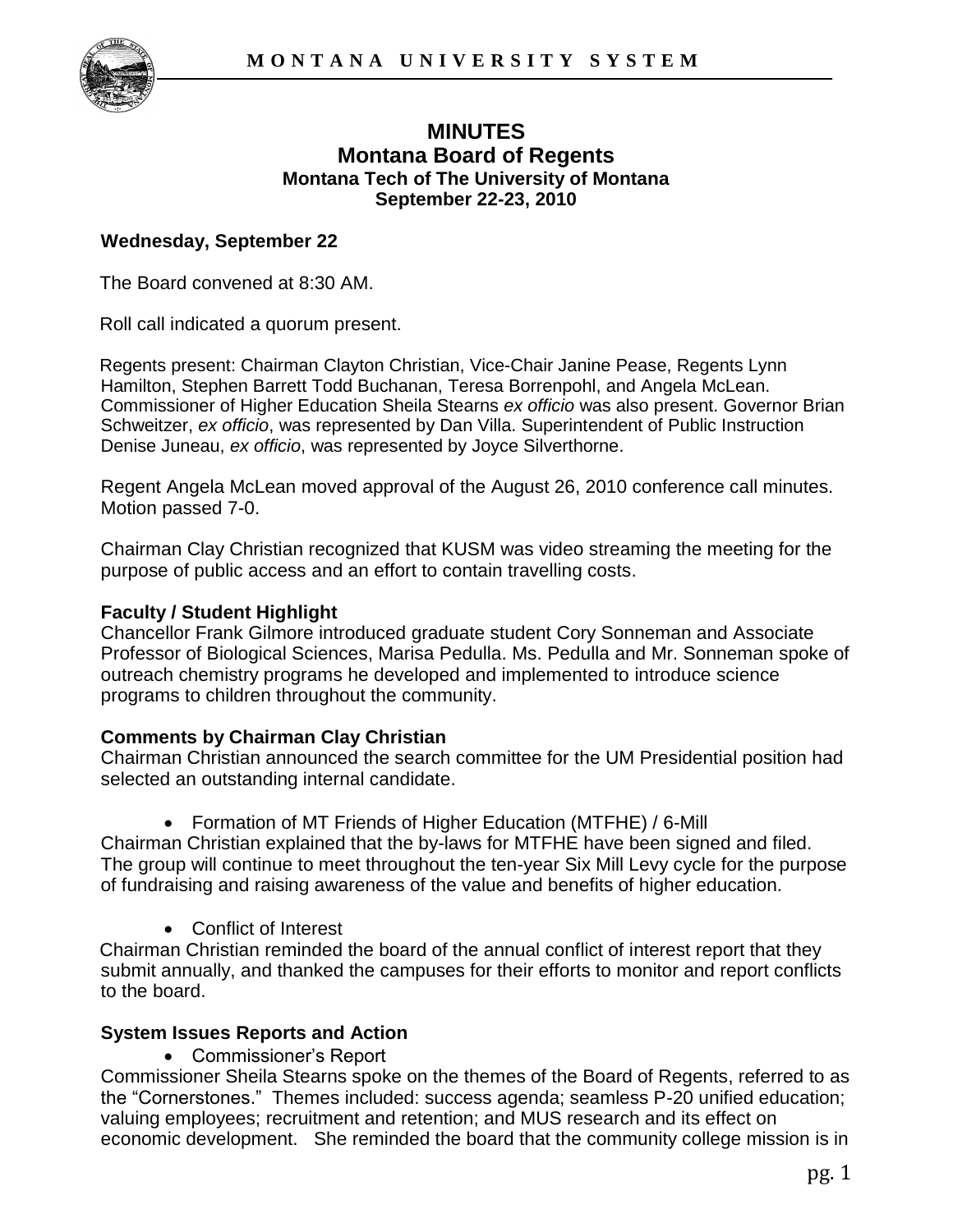# MINUTES
## Montana Board of Regents
### Montana Tech of The University of Montana
### September 22-23, 2010

**Wednesday, September 22**

The Board convened at 8:30 AM.

Roll call indicated a quorum present.

Regents present: Chairman Clayton Christian, Vice-Chair Janine Pease, Regents Lynn Hamilton, Stephen Barrett Todd Buchanan, Teresa Borrenpohl, and Angela McLean. Commissioner of Higher Education Sheila Stearns *ex officio* was also present. Governor Brian Schweitzer, *ex officio*, was represented by Dan Villa. Superintendent of Public Instruction Denise Juneau, *ex officio*, was represented by Joyce Silverthorne.

Regent Angela McLean moved approval of the August 26, 2010 conference call minutes. Motion passed 7-0.

Chairman Clay Christian recognized that KUSM was video streaming the meeting for the purpose of public access and an effort to contain travelling costs.

**Faculty / Student Highlight**

Chancellor Frank Gilmore introduced graduate student Cory Sonneman and Associate Professor of Biological Sciences, Marisa Pedulla. Ms. Pedulla and Mr. Sonneman spoke of outreach chemistry programs he developed and implemented to introduce science programs to children throughout the community.

**Comments by Chairman Clay Christian**

Chairman Christian announced the search committee for the UM Presidential position had selected an outstanding internal candidate.

- Formation of MT Friends of Higher Education (MTFHE) / 6-Mill

Chairman Christian explained that the by-laws for MTFHE have been signed and filed. The group will continue to meet throughout the ten-year Six Mill Levy cycle for the purpose of fundraising and raising awareness of the value and benefits of higher education.

- Conflict of Interest

Chairman Christian reminded the board of the annual conflict of interest report that they submit annually, and thanked the campuses for their efforts to monitor and report conflicts to the board.

**System Issues Reports and Action**

- Commissioner's Report

Commissioner Sheila Stearns spoke on the themes of the Board of Regents, referred to as the "Cornerstones." Themes included: success agenda; seamless P-20 unified education; valuing employees; recruitment and retention; and MUS research and its effect on economic development. She reminded the board that the community college mission is in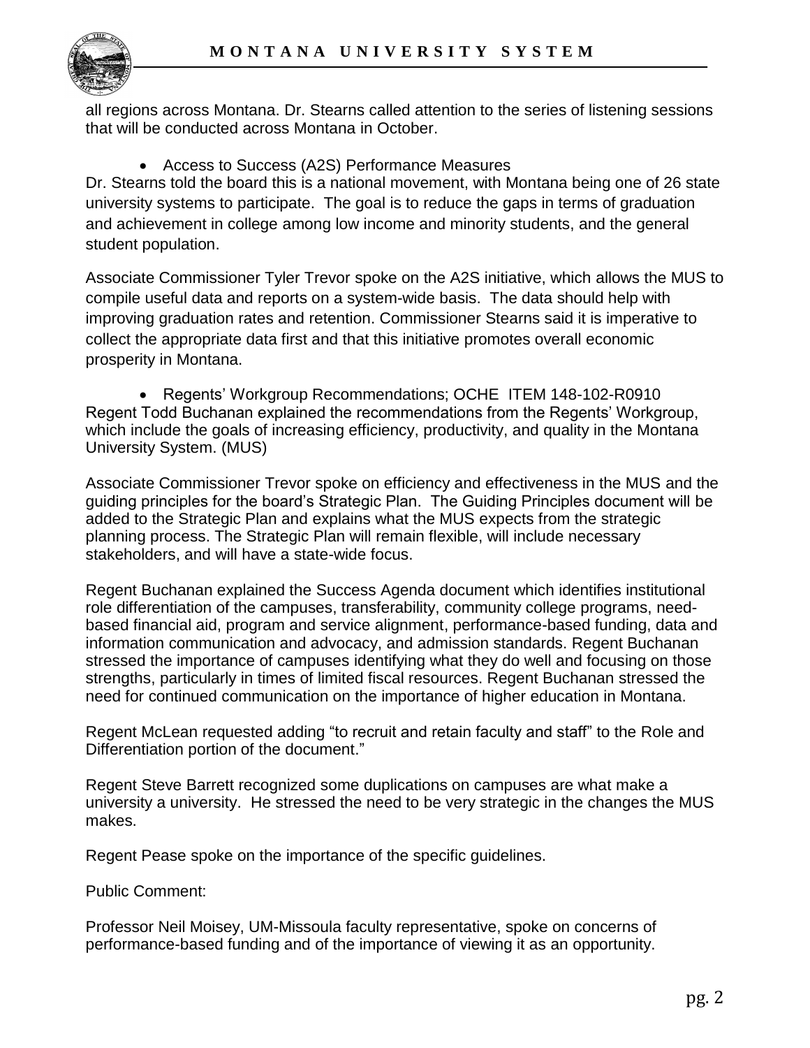all regions across Montana. Dr. Stearns called attention to the series of listening sessions that will be conducted across Montana in October.

- Access to Success (A2S) Performance Measures

Dr. Stearns told the board this is a national movement, with Montana being one of 26 state university systems to participate. The goal is to reduce the gaps in terms of graduation and achievement in college among low income and minority students, and the general student population.

Associate Commissioner Tyler Trevor spoke on the A2S initiative, which allows the MUS to compile useful data and reports on a system-wide basis. The data should help with improving graduation rates and retention. Commissioner Stearns said it is imperative to collect the appropriate data first and that this initiative promotes overall economic prosperity in Montana.

- Regents' Workgroup Recommendations; OCHE ITEM 148-102-R0910

Regent Todd Buchanan explained the recommendations from the Regents' Workgroup, which include the goals of increasing efficiency, productivity, and quality in the Montana University System. (MUS)

Associate Commissioner Trevor spoke on efficiency and effectiveness in the MUS and the guiding principles for the board's Strategic Plan. The Guiding Principles document will be added to the Strategic Plan and explains what the MUS expects from the strategic planning process. The Strategic Plan will remain flexible, will include necessary stakeholders, and will have a state-wide focus.

Regent Buchanan explained the Success Agenda document which identifies institutional role differentiation of the campuses, transferability, community college programs, need-based financial aid, program and service alignment, performance-based funding, data and information communication and advocacy, and admission standards. Regent Buchanan stressed the importance of campuses identifying what they do well and focusing on those strengths, particularly in times of limited fiscal resources. Regent Buchanan stressed the need for continued communication on the importance of higher education in Montana.

Regent McLean requested adding "to recruit and retain faculty and staff" to the Role and Differentiation portion of the document."

Regent Steve Barrett recognized some duplications on campuses are what make a university a university. He stressed the need to be very strategic in the changes the MUS makes.

Regent Pease spoke on the importance of the specific guidelines.

Public Comment:

Professor Neil Moisey, UM-Missoula faculty representative, spoke on concerns of performance-based funding and of the importance of viewing it as an opportunity.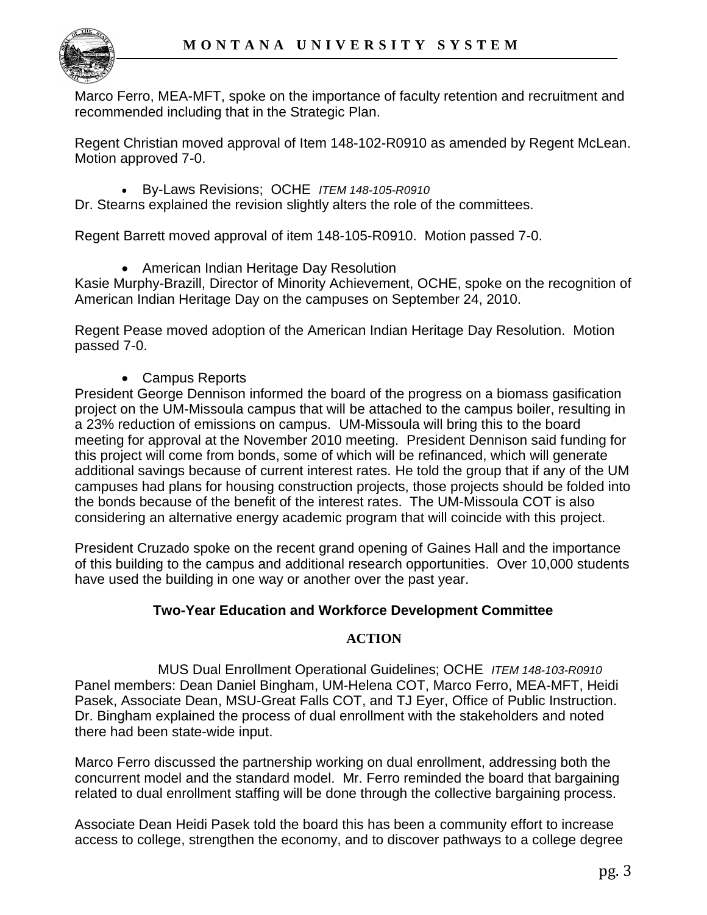Marco Ferro, MEA-MFT, spoke on the importance of faculty retention and recruitment and recommended including that in the Strategic Plan.

Regent Christian moved approval of Item 148-102-R0910 as amended by Regent McLean. Motion approved 7-0.

- By-Laws Revisions; OCHE *ITEM 148-105-R0910*

Dr. Stearns explained the revision slightly alters the role of the committees.

Regent Barrett moved approval of item 148-105-R0910. Motion passed 7-0.

- American Indian Heritage Day Resolution

Kasie Murphy-Brazill, Director of Minority Achievement, OCHE, spoke on the recognition of American Indian Heritage Day on the campuses on September 24, 2010.

Regent Pease moved adoption of the American Indian Heritage Day Resolution. Motion passed 7-0.

- Campus Reports

President George Dennison informed the board of the progress on a biomass gasification project on the UM-Missoula campus that will be attached to the campus boiler, resulting in a 23% reduction of emissions on campus. UM-Missoula will bring this to the board meeting for approval at the November 2010 meeting. President Dennison said funding for this project will come from bonds, some of which will be refinanced, which will generate additional savings because of current interest rates. He told the group that if any of the UM campuses had plans for housing construction projects, those projects should be folded into the bonds because of the benefit of the interest rates. The UM-Missoula COT is also considering an alternative energy academic program that will coincide with this project.

President Cruzado spoke on the recent grand opening of Gaines Hall and the importance of this building to the campus and additional research opportunities. Over 10,000 students have used the building in one way or another over the past year.

## Two-Year Education and Workforce Development Committee

### ACTION

MUS Dual Enrollment Operational Guidelines; OCHE *ITEM 148-103-R0910*

Panel members: Dean Daniel Bingham, UM-Helena COT, Marco Ferro, MEA-MFT, Heidi Pasek, Associate Dean, MSU-Great Falls COT, and TJ Eyer, Office of Public Instruction. Dr. Bingham explained the process of dual enrollment with the stakeholders and noted there had been state-wide input.

Marco Ferro discussed the partnership working on dual enrollment, addressing both the concurrent model and the standard model. Mr. Ferro reminded the board that bargaining related to dual enrollment staffing will be done through the collective bargaining process.

Associate Dean Heidi Pasek told the board this has been a community effort to increase access to college, strengthen the economy, and to discover pathways to a college degree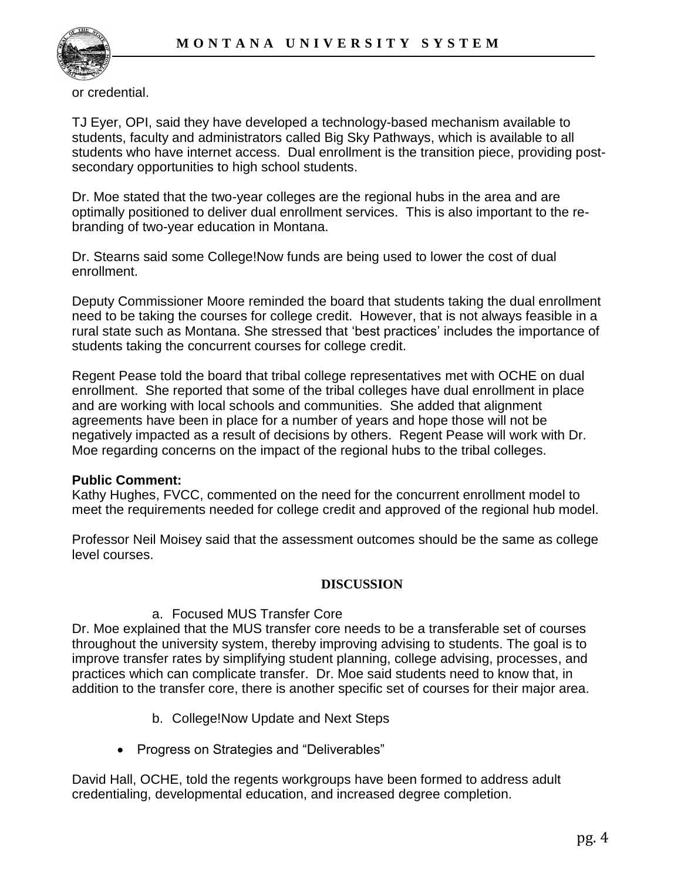or credential.

TJ Eyer, OPI, said they have developed a technology-based mechanism available to students, faculty and administrators called Big Sky Pathways, which is available to all students who have internet access. Dual enrollment is the transition piece, providing post-secondary opportunities to high school students.

Dr. Moe stated that the two-year colleges are the regional hubs in the area and are optimally positioned to deliver dual enrollment services. This is also important to the re-branding of two-year education in Montana.

Dr. Stearns said some College!Now funds are being used to lower the cost of dual enrollment.

Deputy Commissioner Moore reminded the board that students taking the dual enrollment need to be taking the courses for college credit. However, that is not always feasible in a rural state such as Montana. She stressed that 'best practices' includes the importance of students taking the concurrent courses for college credit.

Regent Pease told the board that tribal college representatives met with OCHE on dual enrollment. She reported that some of the tribal colleges have dual enrollment in place and are working with local schools and communities. She added that alignment agreements have been in place for a number of years and hope those will not be negatively impacted as a result of decisions by others. Regent Pease will work with Dr. Moe regarding concerns on the impact of the regional hubs to the tribal colleges.

**Public Comment:**
Kathy Hughes, FVCC, commented on the need for the concurrent enrollment model to meet the requirements needed for college credit and approved of the regional hub model.

Professor Neil Moisey said that the assessment outcomes should be the same as college level courses.

## DISCUSSION

a. Focused MUS Transfer Core

Dr. Moe explained that the MUS transfer core needs to be a transferable set of courses throughout the university system, thereby improving advising to students. The goal is to improve transfer rates by simplifying student planning, college advising, processes, and practices which can complicate transfer. Dr. Moe said students need to know that, in addition to the transfer core, there is another specific set of courses for their major area.

b. College!Now Update and Next Steps

- Progress on Strategies and "Deliverables"

David Hall, OCHE, told the regents workgroups have been formed to address adult credentialing, developmental education, and increased degree completion.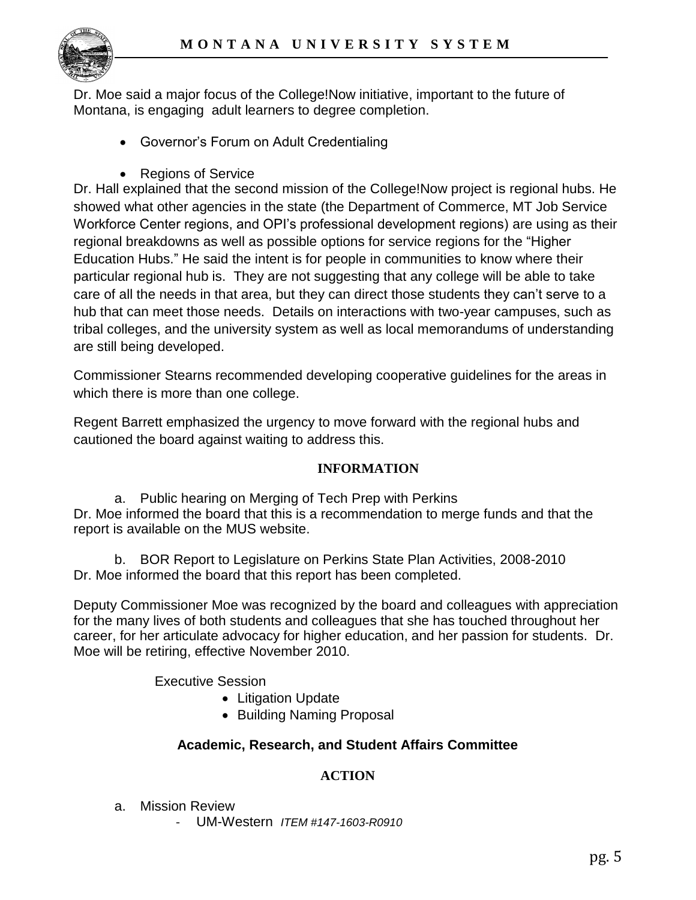Dr. Moe said a major focus of the College!Now initiative, important to the future of Montana, is engaging adult learners to degree completion.

- Governor's Forum on Adult Credentialing
- Regions of Service

Dr. Hall explained that the second mission of the College!Now project is regional hubs. He showed what other agencies in the state (the Department of Commerce, MT Job Service Workforce Center regions, and OPI's professional development regions) are using as their regional breakdowns as well as possible options for service regions for the "Higher Education Hubs." He said the intent is for people in communities to know where their particular regional hub is. They are not suggesting that any college will be able to take care of all the needs in that area, but they can direct those students they can't serve to a hub that can meet those needs. Details on interactions with two-year campuses, such as tribal colleges, and the university system as well as local memorandums of understanding are still being developed.

Commissioner Stearns recommended developing cooperative guidelines for the areas in which there is more than one college.

Regent Barrett emphasized the urgency to move forward with the regional hubs and cautioned the board against waiting to address this.

**INFORMATION**

a. Public hearing on Merging of Tech Prep with Perkins

Dr. Moe informed the board that this is a recommendation to merge funds and that the report is available on the MUS website.

b. BOR Report to Legislature on Perkins State Plan Activities, 2008-2010

Dr. Moe informed the board that this report has been completed.

Deputy Commissioner Moe was recognized by the board and colleagues with appreciation for the many lives of both students and colleagues that she has touched throughout her career, for her articulate advocacy for higher education, and her passion for students. Dr. Moe will be retiring, effective November 2010.

Executive Session

- Litigation Update
- Building Naming Proposal

**Academic, Research, and Student Affairs Committee**

**ACTION**

a. Mission Review
   - UM-Western *ITEM #147-1603-R0910*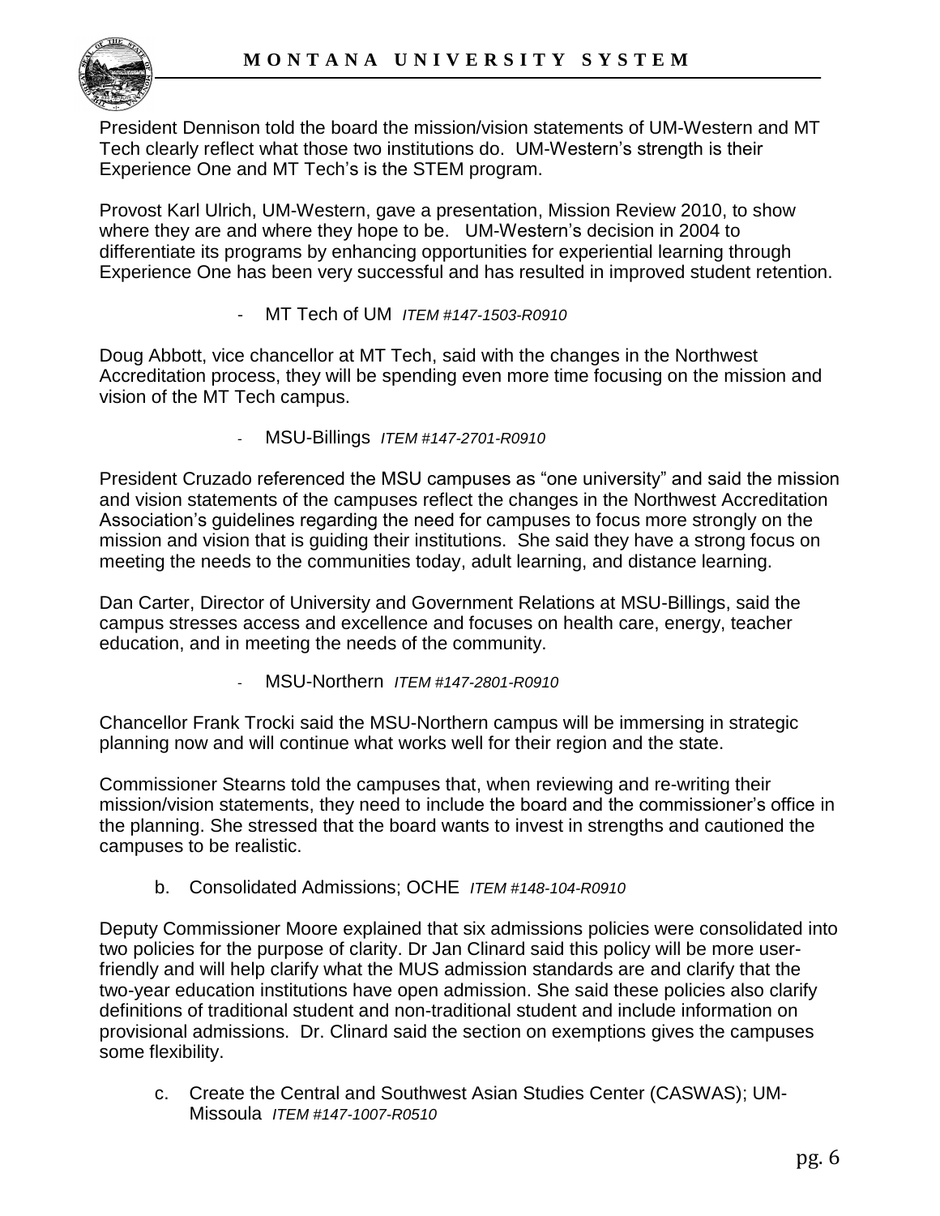President Dennison told the board the mission/vision statements of UM-Western and MT Tech clearly reflect what those two institutions do. UM-Western's strength is their Experience One and MT Tech's is the STEM program.

Provost Karl Ulrich, UM-Western, gave a presentation, Mission Review 2010, to show where they are and where they hope to be. UM-Western's decision in 2004 to differentiate its programs by enhancing opportunities for experiential learning through Experience One has been very successful and has resulted in improved student retention.

- MT Tech of UM *ITEM #147-1503-R0910*

Doug Abbott, vice chancellor at MT Tech, said with the changes in the Northwest Accreditation process, they will be spending even more time focusing on the mission and vision of the MT Tech campus.

- MSU-Billings *ITEM #147-2701-R0910*

President Cruzado referenced the MSU campuses as "one university" and said the mission and vision statements of the campuses reflect the changes in the Northwest Accreditation Association's guidelines regarding the need for campuses to focus more strongly on the mission and vision that is guiding their institutions. She said they have a strong focus on meeting the needs to the communities today, adult learning, and distance learning.

Dan Carter, Director of University and Government Relations at MSU-Billings, said the campus stresses access and excellence and focuses on health care, energy, teacher education, and in meeting the needs of the community.

- MSU-Northern *ITEM #147-2801-R0910*

Chancellor Frank Trocki said the MSU-Northern campus will be immersing in strategic planning now and will continue what works well for their region and the state.

Commissioner Stearns told the campuses that, when reviewing and re-writing their mission/vision statements, they need to include the board and the commissioner's office in the planning. She stressed that the board wants to invest in strengths and cautioned the campuses to be realistic.

b. Consolidated Admissions; OCHE *ITEM #148-104-R0910*

Deputy Commissioner Moore explained that six admissions policies were consolidated into two policies for the purpose of clarity. Dr Jan Clinard said this policy will be more user-friendly and will help clarify what the MUS admission standards are and clarify that the two-year education institutions have open admission. She said these policies also clarify definitions of traditional student and non-traditional student and include information on provisional admissions. Dr. Clinard said the section on exemptions gives the campuses some flexibility.

c. Create the Central and Southwest Asian Studies Center (CASWAS); UM-Missoula *ITEM #147-1007-R0510*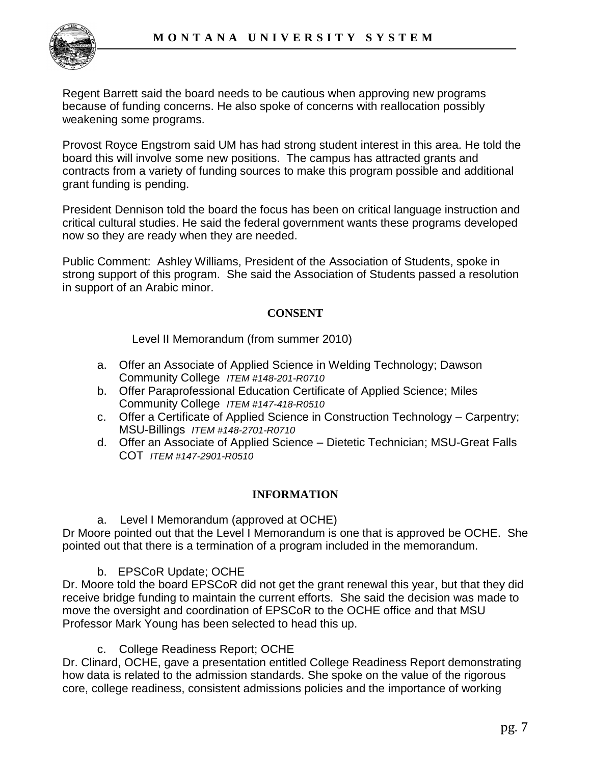Regent Barrett said the board needs to be cautious when approving new programs because of funding concerns. He also spoke of concerns with reallocation possibly weakening some programs.

Provost Royce Engstrom said UM has had strong student interest in this area. He told the board this will involve some new positions. The campus has attracted grants and contracts from a variety of funding sources to make this program possible and additional grant funding is pending.

President Dennison told the board the focus has been on critical language instruction and critical cultural studies. He said the federal government wants these programs developed now so they are ready when they are needed.

Public Comment: Ashley Williams, President of the Association of Students, spoke in strong support of this program. She said the Association of Students passed a resolution in support of an Arabic minor.

**CONSENT**

Level II Memorandum (from summer 2010)

a. Offer an Associate of Applied Science in Welding Technology; Dawson Community College *ITEM #148-201-R0710*
b. Offer Paraprofessional Education Certificate of Applied Science; Miles Community College *ITEM #147-418-R0510*
c. Offer a Certificate of Applied Science in Construction Technology – Carpentry; MSU-Billings *ITEM #148-2701-R0710*
d. Offer an Associate of Applied Science – Dietetic Technician; MSU-Great Falls COT *ITEM #147-2901-R0510*

**INFORMATION**

a. Level I Memorandum (approved at OCHE)

Dr Moore pointed out that the Level I Memorandum is one that is approved be OCHE. She pointed out that there is a termination of a program included in the memorandum.

b. EPSCoR Update; OCHE

Dr. Moore told the board EPSCoR did not get the grant renewal this year, but that they did receive bridge funding to maintain the current efforts. She said the decision was made to move the oversight and coordination of EPSCoR to the OCHE office and that MSU Professor Mark Young has been selected to head this up.

c. College Readiness Report; OCHE

Dr. Clinard, OCHE, gave a presentation entitled College Readiness Report demonstrating how data is related to the admission standards. She spoke on the value of the rigorous core, college readiness, consistent admissions policies and the importance of working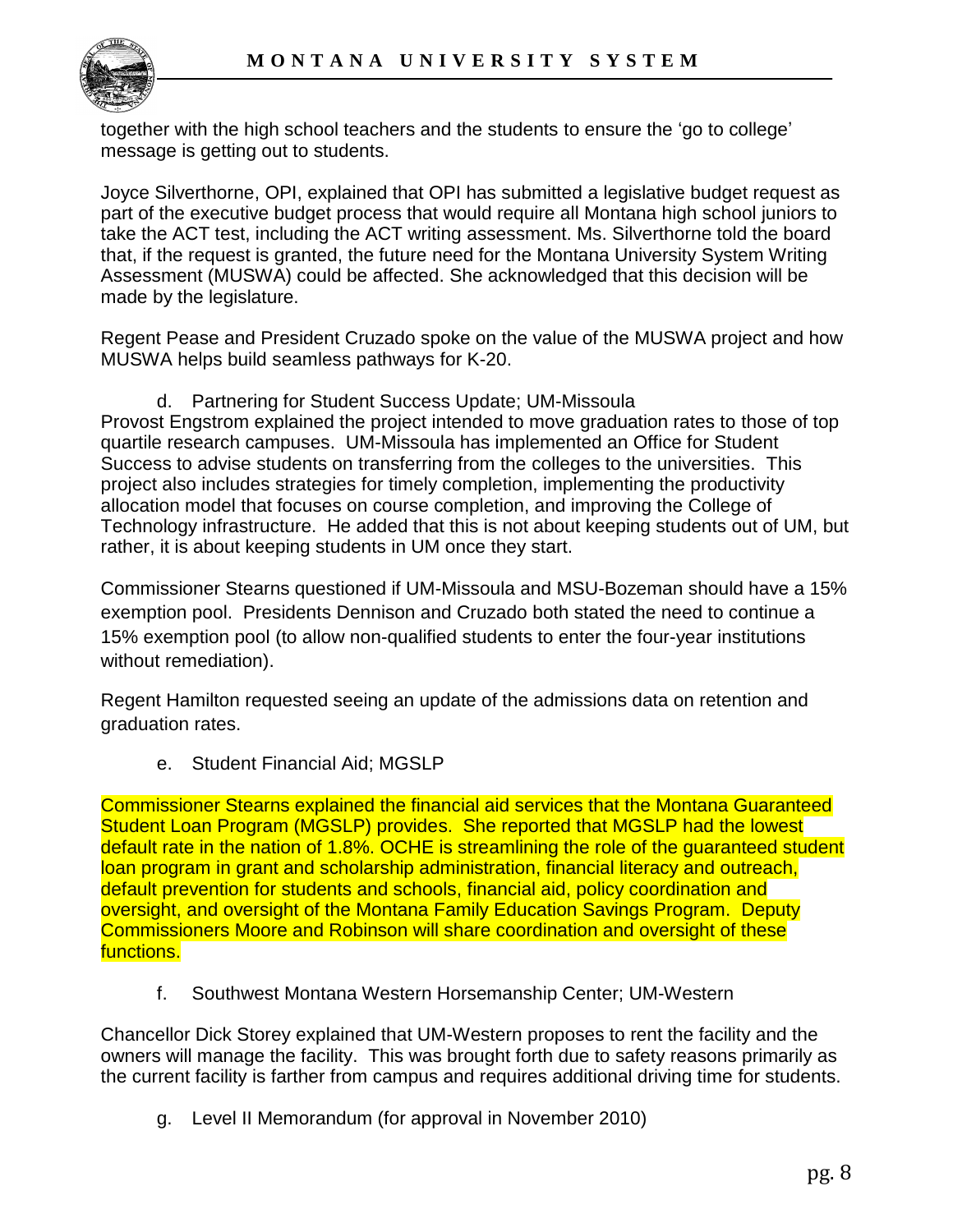together with the high school teachers and the students to ensure the 'go to college' message is getting out to students.

Joyce Silverthorne, OPI, explained that OPI has submitted a legislative budget request as part of the executive budget process that would require all Montana high school juniors to take the ACT test, including the ACT writing assessment. Ms. Silverthorne told the board that, if the request is granted, the future need for the Montana University System Writing Assessment (MUSWA) could be affected. She acknowledged that this decision will be made by the legislature.

Regent Pease and President Cruzado spoke on the value of the MUSWA project and how MUSWA helps build seamless pathways for K-20.

d. Partnering for Student Success Update; UM-Missoula

Provost Engstrom explained the project intended to move graduation rates to those of top quartile research campuses. UM-Missoula has implemented an Office for Student Success to advise students on transferring from the colleges to the universities. This project also includes strategies for timely completion, implementing the productivity allocation model that focuses on course completion, and improving the College of Technology infrastructure. He added that this is not about keeping students out of UM, but rather, it is about keeping students in UM once they start.

Commissioner Stearns questioned if UM-Missoula and MSU-Bozeman should have a 15% exemption pool. Presidents Dennison and Cruzado both stated the need to continue a 15% exemption pool (to allow non-qualified students to enter the four-year institutions without remediation).

Regent Hamilton requested seeing an update of the admissions data on retention and graduation rates.

e. Student Financial Aid; MGSLP

Commissioner Stearns explained the financial aid services that the Montana Guaranteed Student Loan Program (MGSLP) provides. She reported that MGSLP had the lowest default rate in the nation of 1.8%. OCHE is streamlining the role of the guaranteed student loan program in grant and scholarship administration, financial literacy and outreach, default prevention for students and schools, financial aid, policy coordination and oversight, and oversight of the Montana Family Education Savings Program. Deputy Commissioners Moore and Robinson will share coordination and oversight of these functions.

f. Southwest Montana Western Horsemanship Center; UM-Western

Chancellor Dick Storey explained that UM-Western proposes to rent the facility and the owners will manage the facility. This was brought forth due to safety reasons primarily as the current facility is farther from campus and requires additional driving time for students.

g. Level II Memorandum (for approval in November 2010)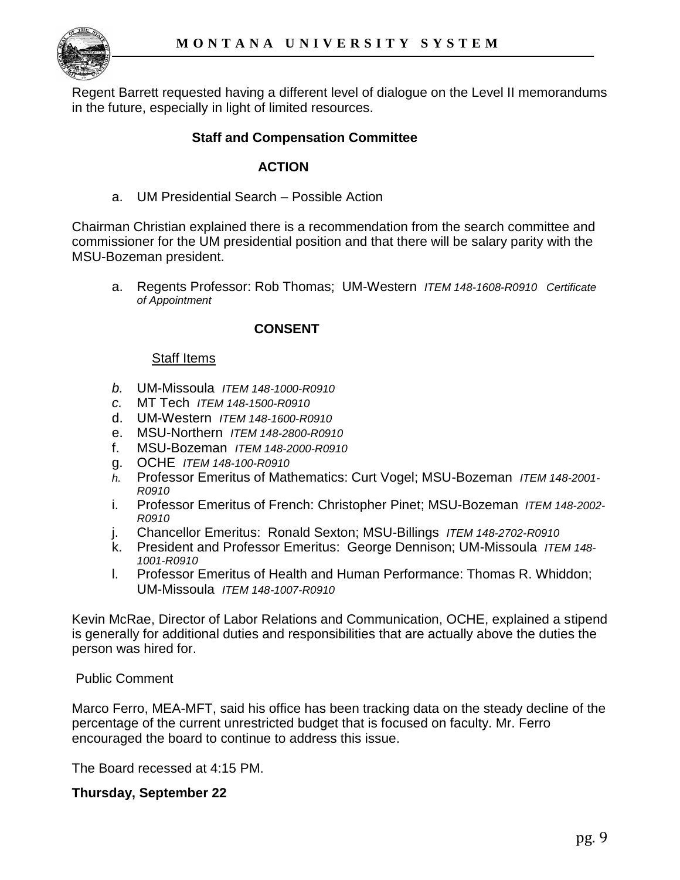Regent Barrett requested having a different level of dialogue on the Level II memorandums in the future, especially in light of limited resources.

**Staff and Compensation Committee**

**ACTION**

a. UM Presidential Search – Possible Action

Chairman Christian explained there is a recommendation from the search committee and commissioner for the UM presidential position and that there will be salary parity with the MSU-Bozeman president.

a. Regents Professor: Rob Thomas; UM-Western *ITEM 148-1608-R0910 Certificate of Appointment*

**CONSENT**

Staff Items

*b.* UM-Missoula *ITEM 148-1000-R0910*
*c.* MT Tech *ITEM 148-1500-R0910*
d. UM-Western *ITEM 148-1600-R0910*
e. MSU-Northern *ITEM 148-2800-R0910*
f. MSU-Bozeman *ITEM 148-2000-R0910*
g. OCHE *ITEM 148-100-R0910*
*h.* Professor Emeritus of Mathematics: Curt Vogel; MSU-Bozeman *ITEM 148-2001-R0910*
i. Professor Emeritus of French: Christopher Pinet; MSU-Bozeman *ITEM 148-2002-R0910*
j. Chancellor Emeritus: Ronald Sexton; MSU-Billings *ITEM 148-2702-R0910*
k. President and Professor Emeritus: George Dennison; UM-Missoula *ITEM 148-1001-R0910*
l. Professor Emeritus of Health and Human Performance: Thomas R. Whiddon; UM-Missoula *ITEM 148-1007-R0910*

Kevin McRae, Director of Labor Relations and Communication, OCHE, explained a stipend is generally for additional duties and responsibilities that are actually above the duties the person was hired for.

Public Comment

Marco Ferro, MEA-MFT, said his office has been tracking data on the steady decline of the percentage of the current unrestricted budget that is focused on faculty. Mr. Ferro encouraged the board to continue to address this issue.

The Board recessed at 4:15 PM.

**Thursday, September 22**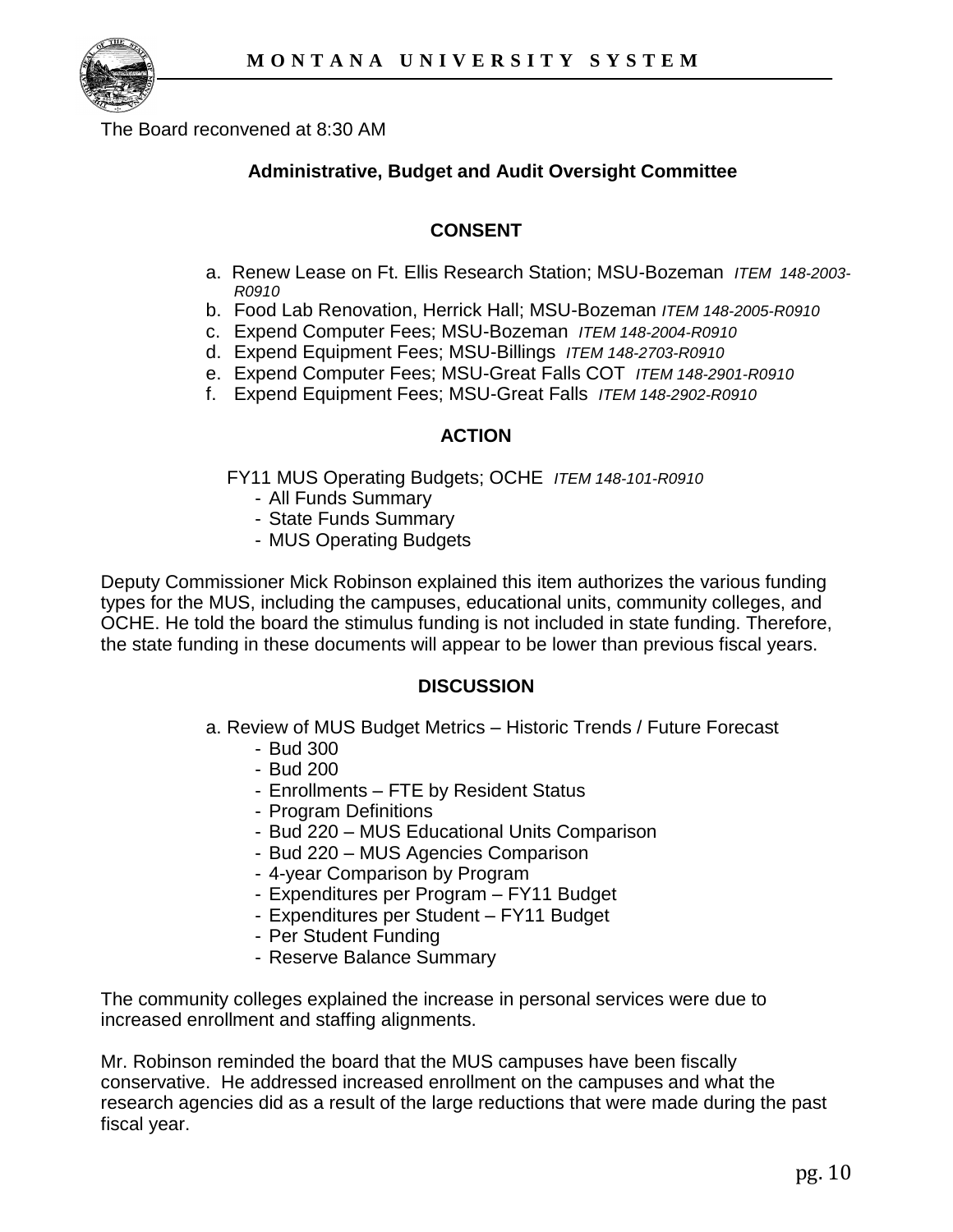The Board reconvened at 8:30 AM

**Administrative, Budget and Audit Oversight Committee**

**CONSENT**

a. Renew Lease on Ft. Ellis Research Station; MSU-Bozeman *ITEM 148-2003-R0910*
b. Food Lab Renovation, Herrick Hall; MSU-Bozeman *ITEM 148-2005-R0910*
c. Expend Computer Fees; MSU-Bozeman *ITEM 148-2004-R0910*
d. Expend Equipment Fees; MSU-Billings *ITEM 148-2703-R0910*
e. Expend Computer Fees; MSU-Great Falls COT *ITEM 148-2901-R0910*
f. Expend Equipment Fees; MSU-Great Falls *ITEM 148-2902-R0910*

**ACTION**

FY11 MUS Operating Budgets; OCHE *ITEM 148-101-R0910*

- All Funds Summary
- State Funds Summary
- MUS Operating Budgets

Deputy Commissioner Mick Robinson explained this item authorizes the various funding types for the MUS, including the campuses, educational units, community colleges, and OCHE. He told the board the stimulus funding is not included in state funding. Therefore, the state funding in these documents will appear to be lower than previous fiscal years.

**DISCUSSION**

a. Review of MUS Budget Metrics – Historic Trends / Future Forecast

- Bud 300
- Bud 200
- Enrollments – FTE by Resident Status
- Program Definitions
- Bud 220 – MUS Educational Units Comparison
- Bud 220 – MUS Agencies Comparison
- 4-year Comparison by Program
- Expenditures per Program – FY11 Budget
- Expenditures per Student – FY11 Budget
- Per Student Funding
- Reserve Balance Summary

The community colleges explained the increase in personal services were due to increased enrollment and staffing alignments.

Mr. Robinson reminded the board that the MUS campuses have been fiscally conservative. He addressed increased enrollment on the campuses and what the research agencies did as a result of the large reductions that were made during the past fiscal year.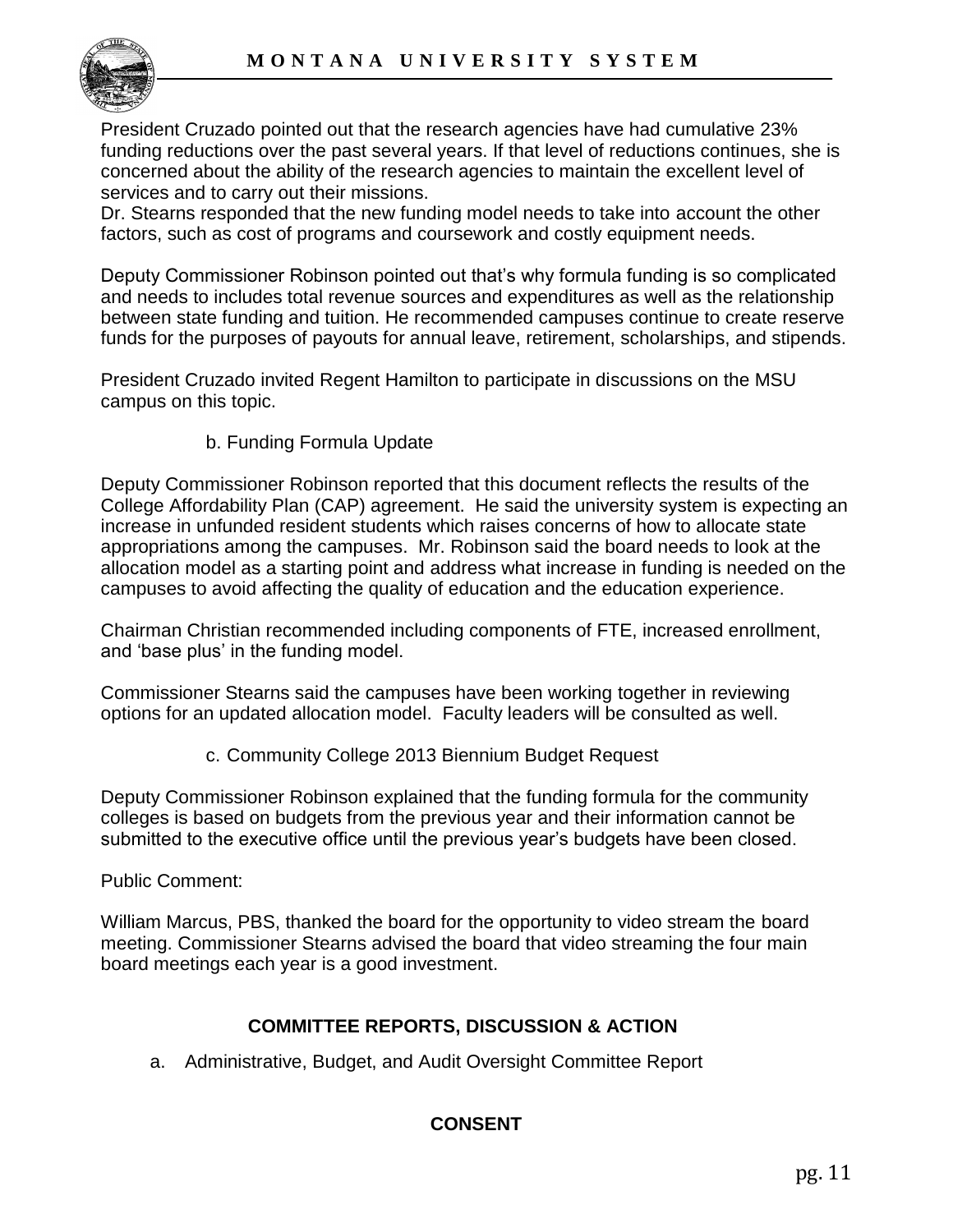President Cruzado pointed out that the research agencies have had cumulative 23% funding reductions over the past several years. If that level of reductions continues, she is concerned about the ability of the research agencies to maintain the excellent level of services and to carry out their missions.
Dr. Stearns responded that the new funding model needs to take into account the other factors, such as cost of programs and coursework and costly equipment needs.

Deputy Commissioner Robinson pointed out that's why formula funding is so complicated and needs to includes total revenue sources and expenditures as well as the relationship between state funding and tuition. He recommended campuses continue to create reserve funds for the purposes of payouts for annual leave, retirement, scholarships, and stipends.

President Cruzado invited Regent Hamilton to participate in discussions on the MSU campus on this topic.

b. Funding Formula Update

Deputy Commissioner Robinson reported that this document reflects the results of the College Affordability Plan (CAP) agreement. He said the university system is expecting an increase in unfunded resident students which raises concerns of how to allocate state appropriations among the campuses. Mr. Robinson said the board needs to look at the allocation model as a starting point and address what increase in funding is needed on the campuses to avoid affecting the quality of education and the education experience.

Chairman Christian recommended including components of FTE, increased enrollment, and 'base plus' in the funding model.

Commissioner Stearns said the campuses have been working together in reviewing options for an updated allocation model. Faculty leaders will be consulted as well.

c. Community College 2013 Biennium Budget Request

Deputy Commissioner Robinson explained that the funding formula for the community colleges is based on budgets from the previous year and their information cannot be submitted to the executive office until the previous year's budgets have been closed.

Public Comment:

William Marcus, PBS, thanked the board for the opportunity to video stream the board meeting. Commissioner Stearns advised the board that video streaming the four main board meetings each year is a good investment.

**COMMITTEE REPORTS, DISCUSSION & ACTION**

a. Administrative, Budget, and Audit Oversight Committee Report

**CONSENT**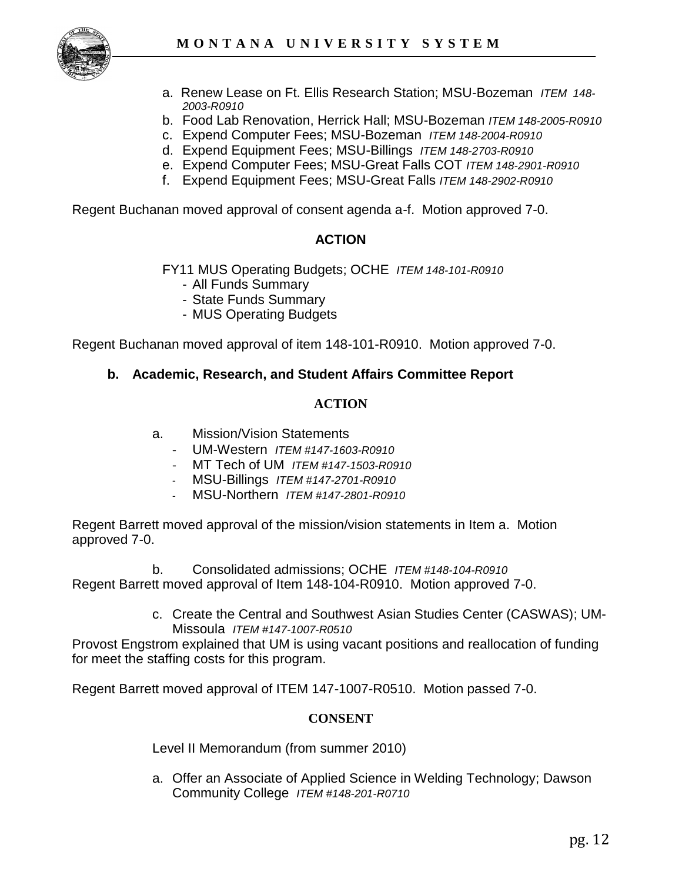a. Renew Lease on Ft. Ellis Research Station; MSU-Bozeman *ITEM 148-2003-R0910*
b. Food Lab Renovation, Herrick Hall; MSU-Bozeman *ITEM 148-2005-R0910*
c. Expend Computer Fees; MSU-Bozeman *ITEM 148-2004-R0910*
d. Expend Equipment Fees; MSU-Billings *ITEM 148-2703-R0910*
e. Expend Computer Fees; MSU-Great Falls COT *ITEM 148-2901-R0910*
f. Expend Equipment Fees; MSU-Great Falls *ITEM 148-2902-R0910*

Regent Buchanan moved approval of consent agenda a-f. Motion approved 7-0.

**ACTION**

FY11 MUS Operating Budgets; OCHE *ITEM 148-101-R0910*

- All Funds Summary
- State Funds Summary
- MUS Operating Budgets

Regent Buchanan moved approval of item 148-101-R0910. Motion approved 7-0.

**b. Academic, Research, and Student Affairs Committee Report**

**ACTION**

a. Mission/Vision Statements
   - UM-Western *ITEM #147-1603-R0910*
   - MT Tech of UM *ITEM #147-1503-R0910*
   - MSU-Billings *ITEM #147-2701-R0910*
   - MSU-Northern *ITEM #147-2801-R0910*

Regent Barrett moved approval of the mission/vision statements in Item a. Motion approved 7-0.

b. Consolidated admissions; OCHE *ITEM #148-104-R0910*

Regent Barrett moved approval of Item 148-104-R0910. Motion approved 7-0.

c. Create the Central and Southwest Asian Studies Center (CASWAS); UM-Missoula *ITEM #147-1007-R0510*

Provost Engstrom explained that UM is using vacant positions and reallocation of funding for meet the staffing costs for this program.

Regent Barrett moved approval of ITEM 147-1007-R0510. Motion passed 7-0.

**CONSENT**

Level II Memorandum (from summer 2010)

a. Offer an Associate of Applied Science in Welding Technology; Dawson Community College *ITEM #148-201-R0710*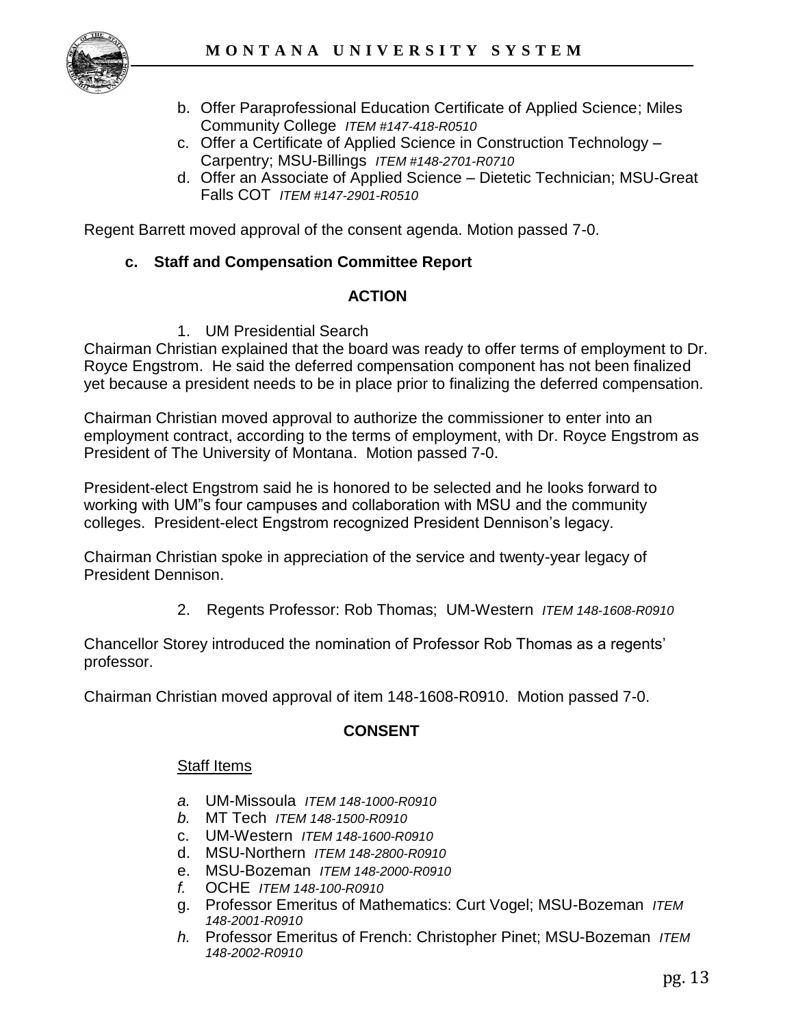b. Offer Paraprofessional Education Certificate of Applied Science; Miles Community College *ITEM #147-418-R0510*
c. Offer a Certificate of Applied Science in Construction Technology – Carpentry; MSU-Billings *ITEM #148-2701-R0710*
d. Offer an Associate of Applied Science – Dietetic Technician; MSU-Great Falls COT *ITEM #147-2901-R0510*

Regent Barrett moved approval of the consent agenda. Motion passed 7-0.

**c. Staff and Compensation Committee Report**

**ACTION**

1. UM Presidential Search

Chairman Christian explained that the board was ready to offer terms of employment to Dr. Royce Engstrom. He said the deferred compensation component has not been finalized yet because a president needs to be in place prior to finalizing the deferred compensation.

Chairman Christian moved approval to authorize the commissioner to enter into an employment contract, according to the terms of employment, with Dr. Royce Engstrom as President of The University of Montana. Motion passed 7-0.

President-elect Engstrom said he is honored to be selected and he looks forward to working with UM"s four campuses and collaboration with MSU and the community colleges. President-elect Engstrom recognized President Dennison's legacy.

Chairman Christian spoke in appreciation of the service and twenty-year legacy of President Dennison.

2. Regents Professor: Rob Thomas; UM-Western *ITEM 148-1608-R0910*

Chancellor Storey introduced the nomination of Professor Rob Thomas as a regents' professor.

Chairman Christian moved approval of item 148-1608-R0910. Motion passed 7-0.

**CONSENT**

Staff Items

a. UM-Missoula *ITEM 148-1000-R0910*
b. MT Tech *ITEM 148-1500-R0910*
c. UM-Western *ITEM 148-1600-R0910*
d. MSU-Northern *ITEM 148-2800-R0910*
e. MSU-Bozeman *ITEM 148-2000-R0910*
f. OCHE *ITEM 148-100-R0910*
g. Professor Emeritus of Mathematics: Curt Vogel; MSU-Bozeman *ITEM 148-2001-R0910*
h. Professor Emeritus of French: Christopher Pinet; MSU-Bozeman *ITEM 148-2002-R0910*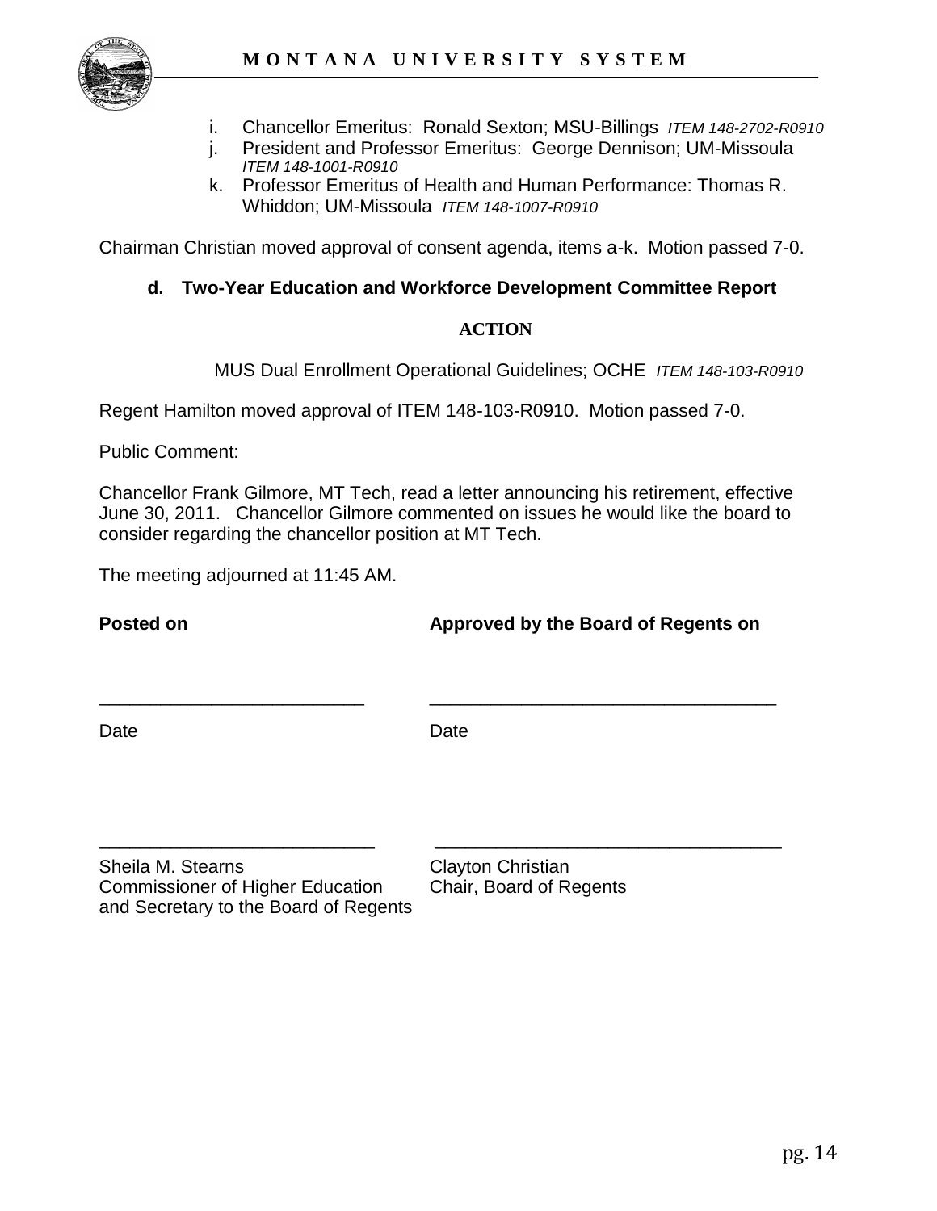i. Chancellor Emeritus: Ronald Sexton; MSU-Billings *ITEM 148-2702-R0910*
j. President and Professor Emeritus: George Dennison; UM-Missoula *ITEM 148-1001-R0910*
k. Professor Emeritus of Health and Human Performance: Thomas R. Whiddon; UM-Missoula *ITEM 148-1007-R0910*

Chairman Christian moved approval of consent agenda, items a-k. Motion passed 7-0.

**d. Two-Year Education and Workforce Development Committee Report**

**ACTION**

MUS Dual Enrollment Operational Guidelines; OCHE *ITEM 148-103-R0910*

Regent Hamilton moved approval of ITEM 148-103-R0910. Motion passed 7-0.

Public Comment:

Chancellor Frank Gilmore, MT Tech, read a letter announcing his retirement, effective June 30, 2011. Chancellor Gilmore commented on issues he would like the board to consider regarding the chancellor position at MT Tech.

The meeting adjourned at 11:45 AM.

| **Posted on** | **Approved by the Board of Regents on** |
| --- | --- |
| __________________________ | __________________________________ |
| Date | Date |
| __________________________ | __________________________________ |
| Sheila M. Stearns<br>Commissioner of Higher Education<br>and Secretary to the Board of Regents | Clayton Christian<br>Chair, Board of Regents |